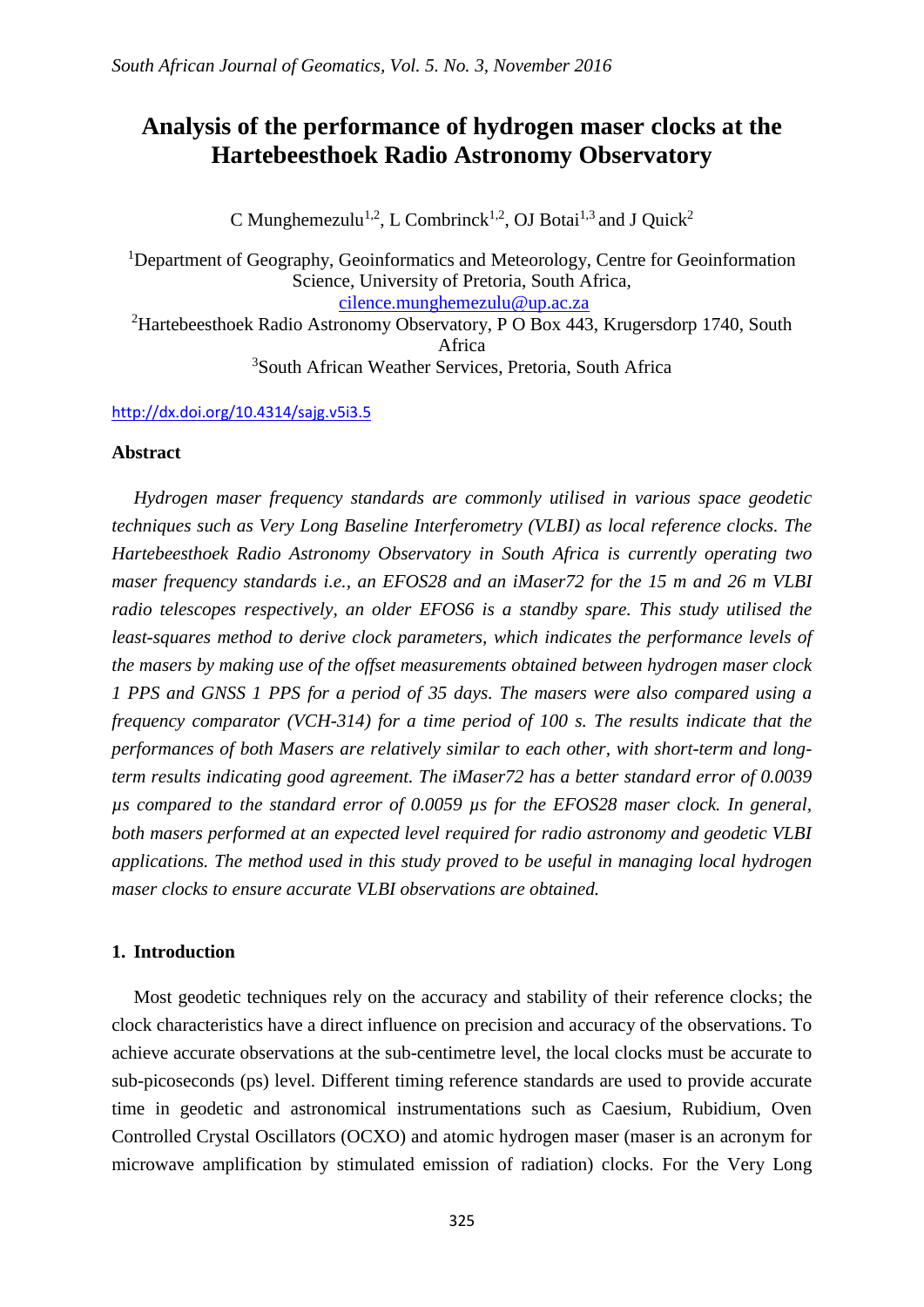# Analysis of the performance of hydrogen maser clocks at the Hartebeesthoek Radio Astronomy Observatory

C Munghemezulu[1,2], L Combrinck[1,2], OJ Botai[1,3] and J Quick[2]

[1]Department of Geography, Geoinformatics and Meteorology, Centre for Geoinformation Science, University of Pretoria, South Africa,
cilence.munghemezulu@up.ac.za

[2]Hartebeesthoek Radio Astronomy Observatory, P O Box 443, Krugersdorp 1740, South Africa

[3]South African Weather Services, Pretoria, South Africa

http://dx.doi.org/10.4314/sajg.v5i3.5

## Abstract

*Hydrogen maser frequency standards are commonly utilised in various space geodetic techniques such as Very Long Baseline Interferometry (VLBI) as local reference clocks. The Hartebeesthoek Radio Astronomy Observatory in South Africa is currently operating two maser frequency standards i.e., an EFOS28 and an iMaser72 for the 15 m and 26 m VLBI radio telescopes respectively, an older EFOS6 is a standby spare. This study utilised the least-squares method to derive clock parameters, which indicates the performance levels of the masers by making use of the offset measurements obtained between hydrogen maser clock 1 PPS and GNSS 1 PPS for a period of 35 days. The masers were also compared using a frequency comparator (VCH-314) for a time period of 100 s. The results indicate that the performances of both Masers are relatively similar to each other, with short-term and long-term results indicating good agreement. The iMaser72 has a better standard error of 0.0039 µs compared to the standard error of 0.0059 µs for the EFOS28 maser clock. In general, both masers performed at an expected level required for radio astronomy and geodetic VLBI applications. The method used in this study proved to be useful in managing local hydrogen maser clocks to ensure accurate VLBI observations are obtained.*

## 1. Introduction

Most geodetic techniques rely on the accuracy and stability of their reference clocks; the clock characteristics have a direct influence on precision and accuracy of the observations. To achieve accurate observations at the sub-centimetre level, the local clocks must be accurate to sub-picoseconds (ps) level. Different timing reference standards are used to provide accurate time in geodetic and astronomical instrumentations such as Caesium, Rubidium, Oven Controlled Crystal Oscillators (OCXO) and atomic hydrogen maser (maser is an acronym for microwave amplification by stimulated emission of radiation) clocks. For the Very Long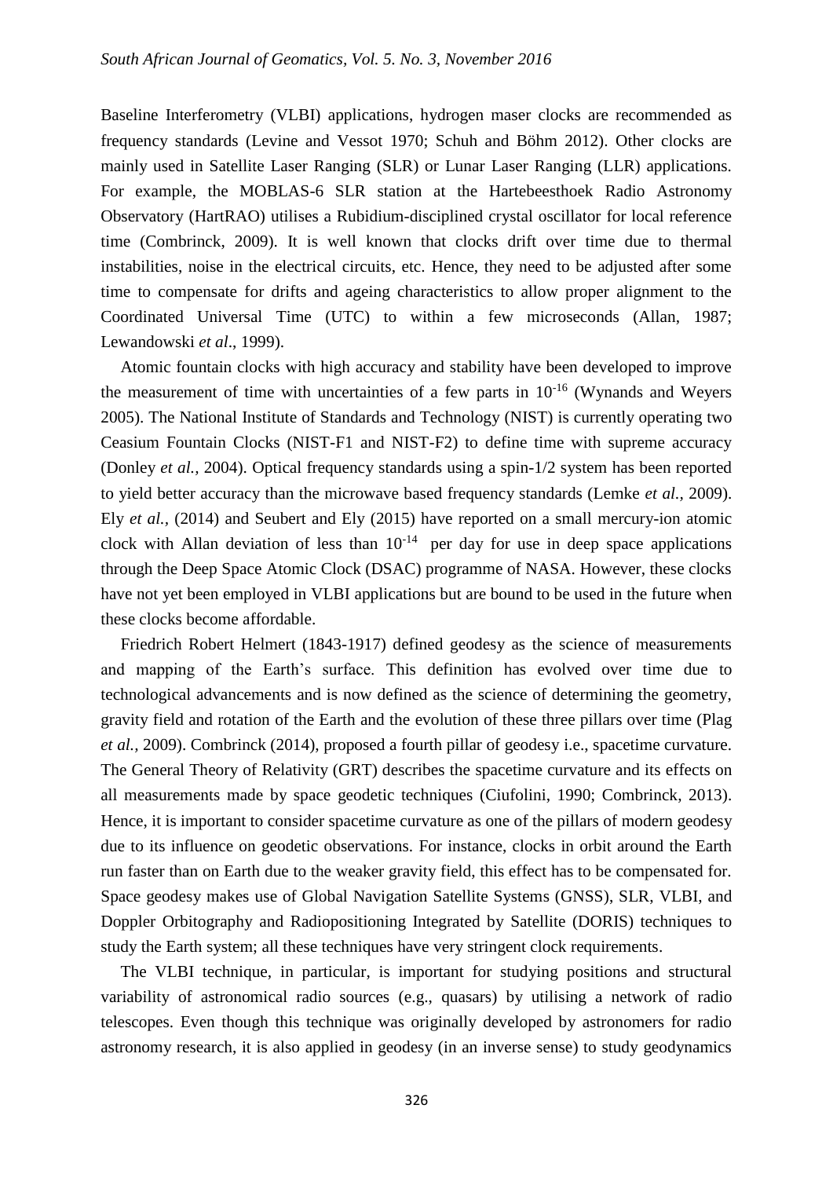Baseline Interferometry (VLBI) applications, hydrogen maser clocks are recommended as frequency standards (Levine and Vessot 1970; Schuh and Böhm 2012). Other clocks are mainly used in Satellite Laser Ranging (SLR) or Lunar Laser Ranging (LLR) applications. For example, the MOBLAS-6 SLR station at the Hartebeesthoek Radio Astronomy Observatory (HartRAO) utilises a Rubidium-disciplined crystal oscillator for local reference time (Combrinck, 2009). It is well known that clocks drift over time due to thermal instabilities, noise in the electrical circuits, etc. Hence, they need to be adjusted after some time to compensate for drifts and ageing characteristics to allow proper alignment to the Coordinated Universal Time (UTC) to within a few microseconds (Allan, 1987; Lewandowski *et al*., 1999).

Atomic fountain clocks with high accuracy and stability have been developed to improve the measurement of time with uncertainties of a few parts in $10^{-16}$ (Wynands and Weyers 2005). The National Institute of Standards and Technology (NIST) is currently operating two Ceasium Fountain Clocks (NIST-F1 and NIST-F2) to define time with supreme accuracy (Donley *et al.,* 2004). Optical frequency standards using a spin-1/2 system has been reported to yield better accuracy than the microwave based frequency standards (Lemke *et al.,* 2009). Ely *et al.,* (2014) and Seubert and Ely (2015) have reported on a small mercury-ion atomic clock with Allan deviation of less than $10^{-14}$ per day for use in deep space applications through the Deep Space Atomic Clock (DSAC) programme of NASA. However, these clocks have not yet been employed in VLBI applications but are bound to be used in the future when these clocks become affordable.

Friedrich Robert Helmert (1843-1917) defined geodesy as the science of measurements and mapping of the Earth's surface. This definition has evolved over time due to technological advancements and is now defined as the science of determining the geometry, gravity field and rotation of the Earth and the evolution of these three pillars over time (Plag *et al.,* 2009). Combrinck (2014), proposed a fourth pillar of geodesy i.e., spacetime curvature. The General Theory of Relativity (GRT) describes the spacetime curvature and its effects on all measurements made by space geodetic techniques (Ciufolini, 1990; Combrinck, 2013). Hence, it is important to consider spacetime curvature as one of the pillars of modern geodesy due to its influence on geodetic observations. For instance, clocks in orbit around the Earth run faster than on Earth due to the weaker gravity field, this effect has to be compensated for. Space geodesy makes use of Global Navigation Satellite Systems (GNSS), SLR, VLBI, and Doppler Orbitography and Radiopositioning Integrated by Satellite (DORIS) techniques to study the Earth system; all these techniques have very stringent clock requirements.

The VLBI technique, in particular, is important for studying positions and structural variability of astronomical radio sources (e.g., quasars) by utilising a network of radio telescopes. Even though this technique was originally developed by astronomers for radio astronomy research, it is also applied in geodesy (in an inverse sense) to study geodynamics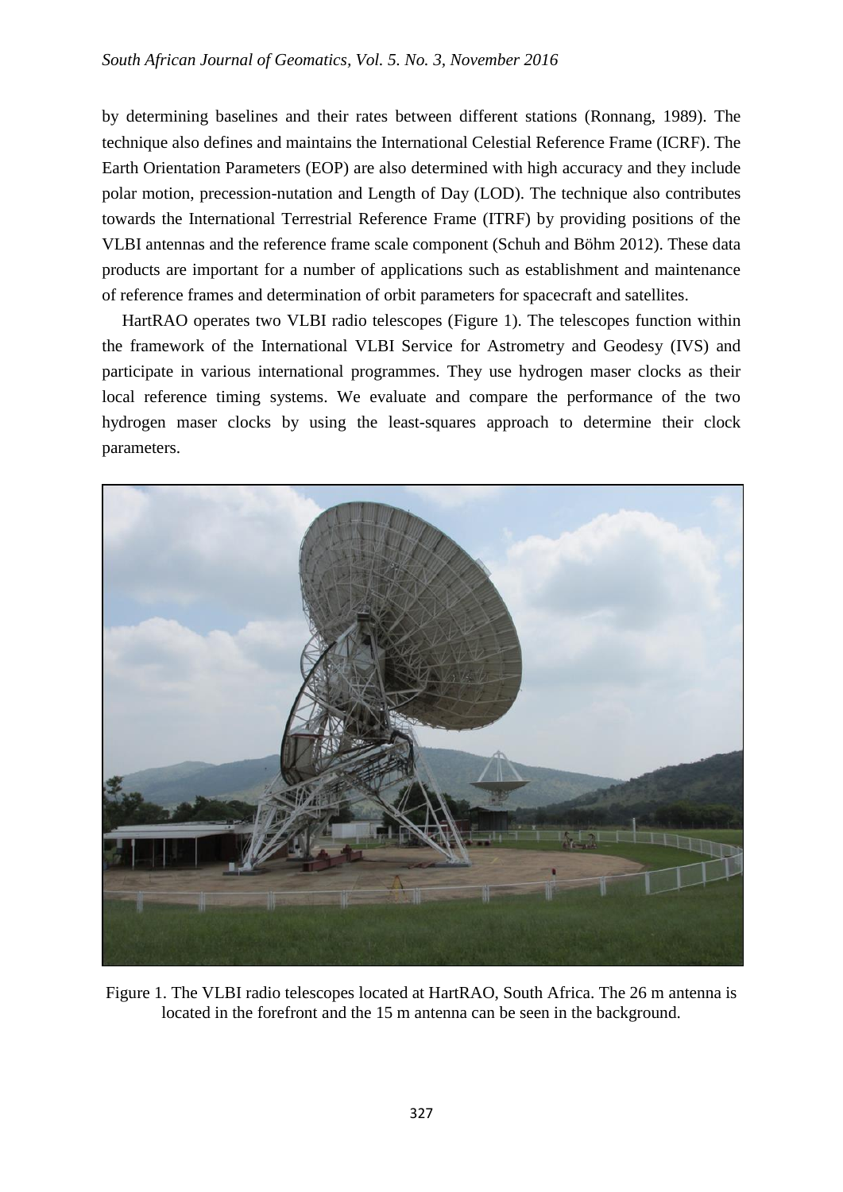by determining baselines and their rates between different stations (Ronnang, 1989). The technique also defines and maintains the International Celestial Reference Frame (ICRF). The Earth Orientation Parameters (EOP) are also determined with high accuracy and they include polar motion, precession-nutation and Length of Day (LOD). The technique also contributes towards the International Terrestrial Reference Frame (ITRF) by providing positions of the VLBI antennas and the reference frame scale component (Schuh and Böhm 2012). These data products are important for a number of applications such as establishment and maintenance of reference frames and determination of orbit parameters for spacecraft and satellites.

HartRAO operates two VLBI radio telescopes (Figure 1). The telescopes function within the framework of the International VLBI Service for Astrometry and Geodesy (IVS) and participate in various international programmes. They use hydrogen maser clocks as their local reference timing systems. We evaluate and compare the performance of the two hydrogen maser clocks by using the least-squares approach to determine their clock parameters.

Figure 1. The VLBI radio telescopes located at HartRAO, South Africa. The 26 m antenna is located in the forefront and the 15 m antenna can be seen in the background.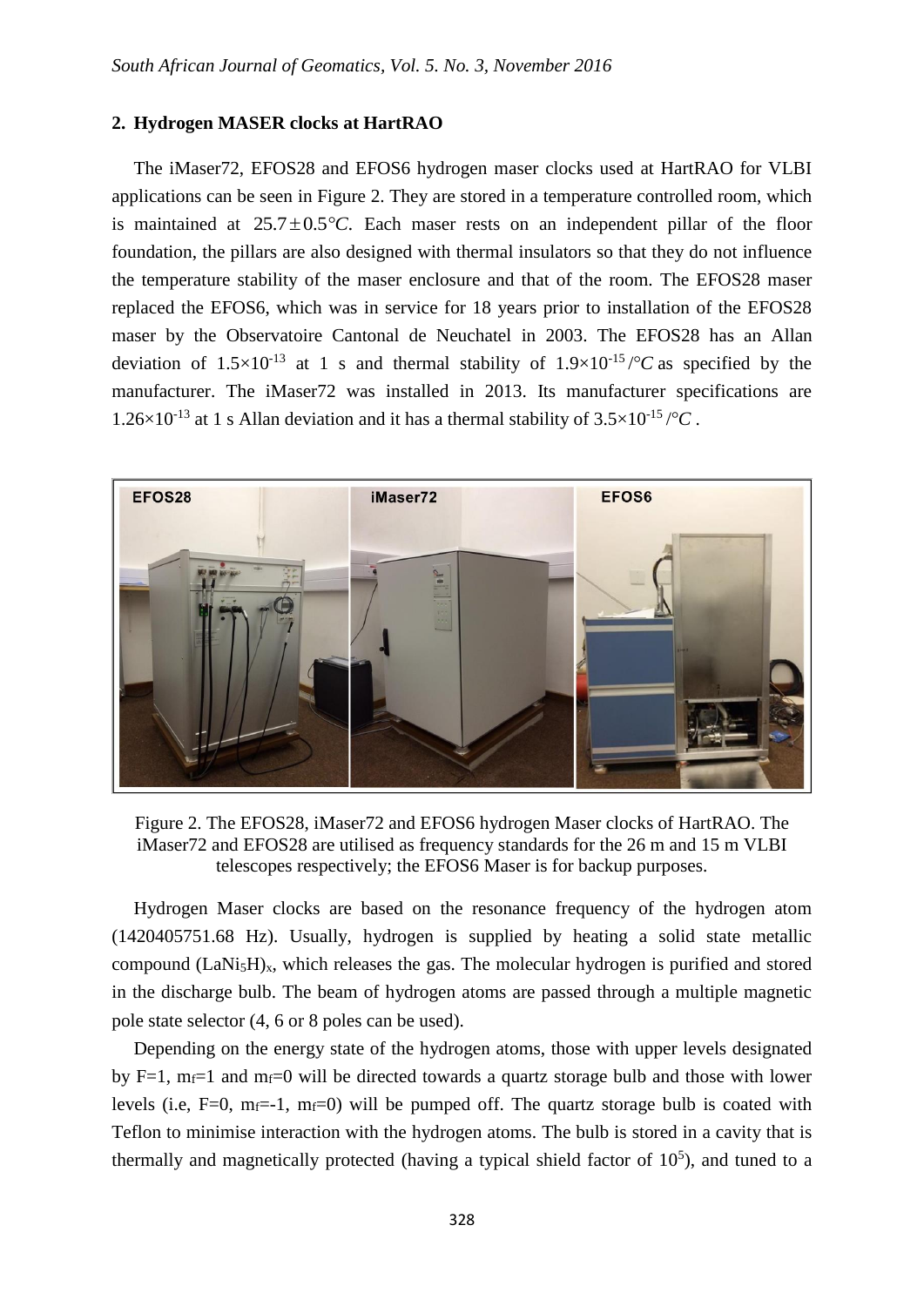## 2. Hydrogen MASER clocks at HartRAO

The iMaser72, EFOS28 and EFOS6 hydrogen maser clocks used at HartRAO for VLBI applications can be seen in Figure 2. They are stored in a temperature controlled room, which is maintained at $25.7 \pm 0.5°C$. Each maser rests on an independent pillar of the floor foundation, the pillars are also designed with thermal insulators so that they do not influence the temperature stability of the maser enclosure and that of the room. The EFOS28 maser replaced the EFOS6, which was in service for 18 years prior to installation of the EFOS28 maser by the Observatoire Cantonal de Neuchatel in 2003. The EFOS28 has an Allan deviation of $1.5\times10^{-13}$ at 1 s and thermal stability of $1.9\times10^{-15}/°C$ as specified by the manufacturer. The iMaser72 was installed in 2013. Its manufacturer specifications are $1.26\times10^{-13}$ at 1 s Allan deviation and it has a thermal stability of $3.5\times10^{-15}/°C$.

Figure 2. The EFOS28, iMaser72 and EFOS6 hydrogen Maser clocks of HartRAO. The iMaser72 and EFOS28 are utilised as frequency standards for the 26 m and 15 m VLBI telescopes respectively; the EFOS6 Maser is for backup purposes.

Hydrogen Maser clocks are based on the resonance frequency of the hydrogen atom (1420405751.68 Hz). Usually, hydrogen is supplied by heating a solid state metallic compound $(LaNi_5H)_x$, which releases the gas. The molecular hydrogen is purified and stored in the discharge bulb. The beam of hydrogen atoms are passed through a multiple magnetic pole state selector (4, 6 or 8 poles can be used).

Depending on the energy state of the hydrogen atoms, those with upper levels designated by F=1, $m_f$=1 and $m_f$=0 will be directed towards a quartz storage bulb and those with lower levels (i.e, F=0, $m_f$=-1, $m_f$=0) will be pumped off. The quartz storage bulb is coated with Teflon to minimise interaction with the hydrogen atoms. The bulb is stored in a cavity that is thermally and magnetically protected (having a typical shield factor of $10^5$), and tuned to a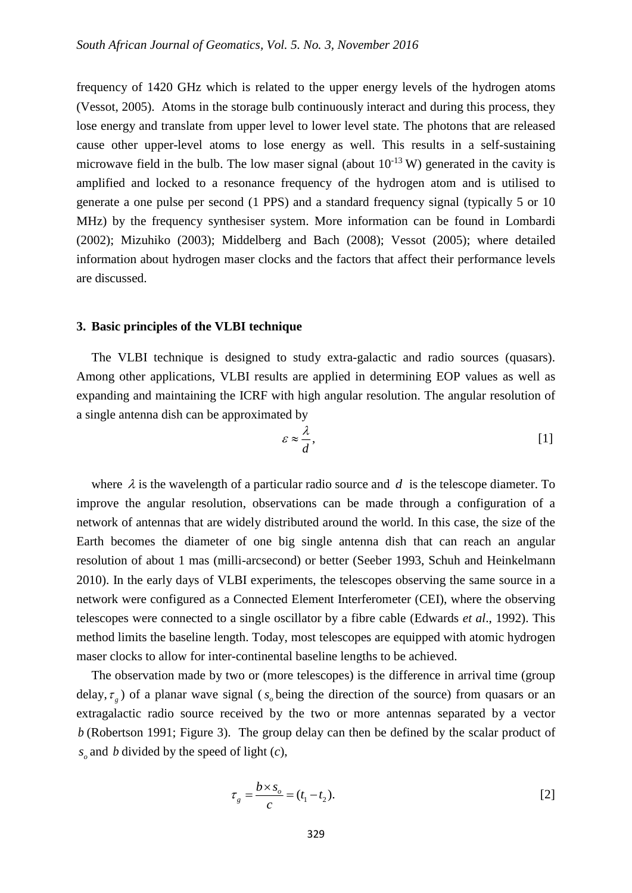frequency of 1420 GHz which is related to the upper energy levels of the hydrogen atoms (Vessot, 2005). Atoms in the storage bulb continuously interact and during this process, they lose energy and translate from upper level to lower level state. The photons that are released cause other upper-level atoms to lose energy as well. This results in a self-sustaining microwave field in the bulb. The low maser signal (about $10^{-13}$ W) generated in the cavity is amplified and locked to a resonance frequency of the hydrogen atom and is utilised to generate a one pulse per second (1 PPS) and a standard frequency signal (typically 5 or 10 MHz) by the frequency synthesiser system. More information can be found in Lombardi (2002); Mizuhiko (2003); Middelberg and Bach (2008); Vessot (2005); where detailed information about hydrogen maser clocks and the factors that affect their performance levels are discussed.

## 3. Basic principles of the VLBI technique

The VLBI technique is designed to study extra-galactic and radio sources (quasars). Among other applications, VLBI results are applied in determining EOP values as well as expanding and maintaining the ICRF with high angular resolution. The angular resolution of a single antenna dish can be approximated by

$$\varepsilon \approx \frac{\lambda}{d}, \qquad [1]$$

where $\lambda$ is the wavelength of a particular radio source and $d$ is the telescope diameter. To improve the angular resolution, observations can be made through a configuration of a network of antennas that are widely distributed around the world. In this case, the size of the Earth becomes the diameter of one big single antenna dish that can reach an angular resolution of about 1 mas (milli-arcsecond) or better (Seeber 1993, Schuh and Heinkelmann 2010). In the early days of VLBI experiments, the telescopes observing the same source in a network were configured as a Connected Element Interferometer (CEI), where the observing telescopes were connected to a single oscillator by a fibre cable (Edwards *et al*., 1992). This method limits the baseline length. Today, most telescopes are equipped with atomic hydrogen maser clocks to allow for inter-continental baseline lengths to be achieved.

The observation made by two or (more telescopes) is the difference in arrival time (group delay, $\tau_g$) of a planar wave signal ($s_o$ being the direction of the source) from quasars or an extragalactic radio source received by the two or more antennas separated by a vector $b$ (Robertson 1991; Figure 3). The group delay can then be defined by the scalar product of $s_o$ and $b$ divided by the speed of light ($c$),

$$\tau_g = \frac{b \times s_o}{c} = (t_1 - t_2). \qquad [2]$$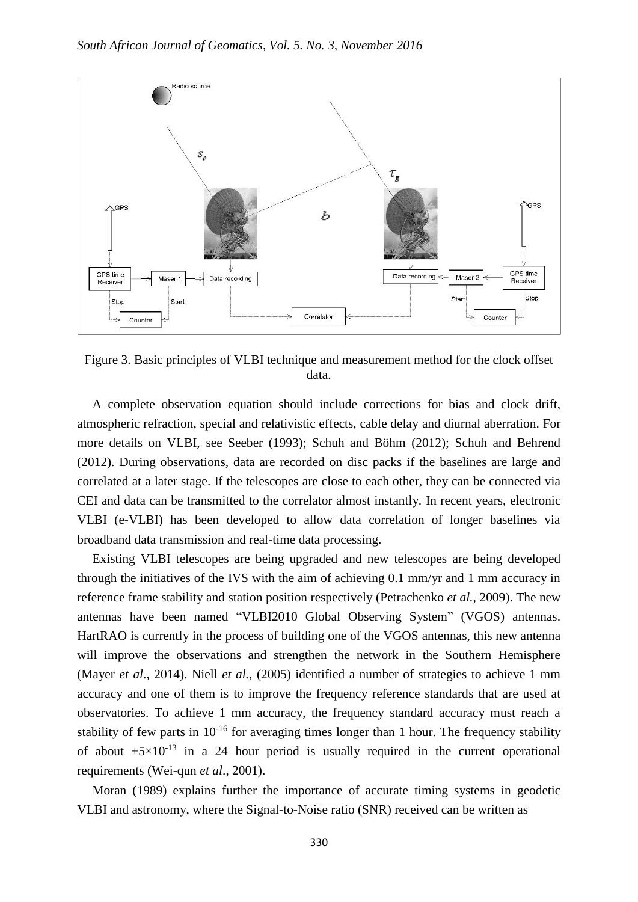Figure 3. Basic principles of VLBI technique and measurement method for the clock offset data.

A complete observation equation should include corrections for bias and clock drift, atmospheric refraction, special and relativistic effects, cable delay and diurnal aberration. For more details on VLBI, see Seeber (1993); Schuh and Böhm (2012); Schuh and Behrend (2012). During observations, data are recorded on disc packs if the baselines are large and correlated at a later stage. If the telescopes are close to each other, they can be connected via CEI and data can be transmitted to the correlator almost instantly. In recent years, electronic VLBI (e-VLBI) has been developed to allow data correlation of longer baselines via broadband data transmission and real-time data processing.

Existing VLBI telescopes are being upgraded and new telescopes are being developed through the initiatives of the IVS with the aim of achieving 0.1 mm/yr and 1 mm accuracy in reference frame stability and station position respectively (Petrachenko *et al.,* 2009). The new antennas have been named "VLBI2010 Global Observing System" (VGOS) antennas. HartRAO is currently in the process of building one of the VGOS antennas, this new antenna will improve the observations and strengthen the network in the Southern Hemisphere (Mayer *et al*., 2014). Niell *et al.,* (2005) identified a number of strategies to achieve 1 mm accuracy and one of them is to improve the frequency reference standards that are used at observatories. To achieve 1 mm accuracy, the frequency standard accuracy must reach a stability of few parts in $10^{-16}$ for averaging times longer than 1 hour. The frequency stability of about $\pm 5\times10^{-13}$ in a 24 hour period is usually required in the current operational requirements (Wei-qun *et al*., 2001).

Moran (1989) explains further the importance of accurate timing systems in geodetic VLBI and astronomy, where the Signal-to-Noise ratio (SNR) received can be written as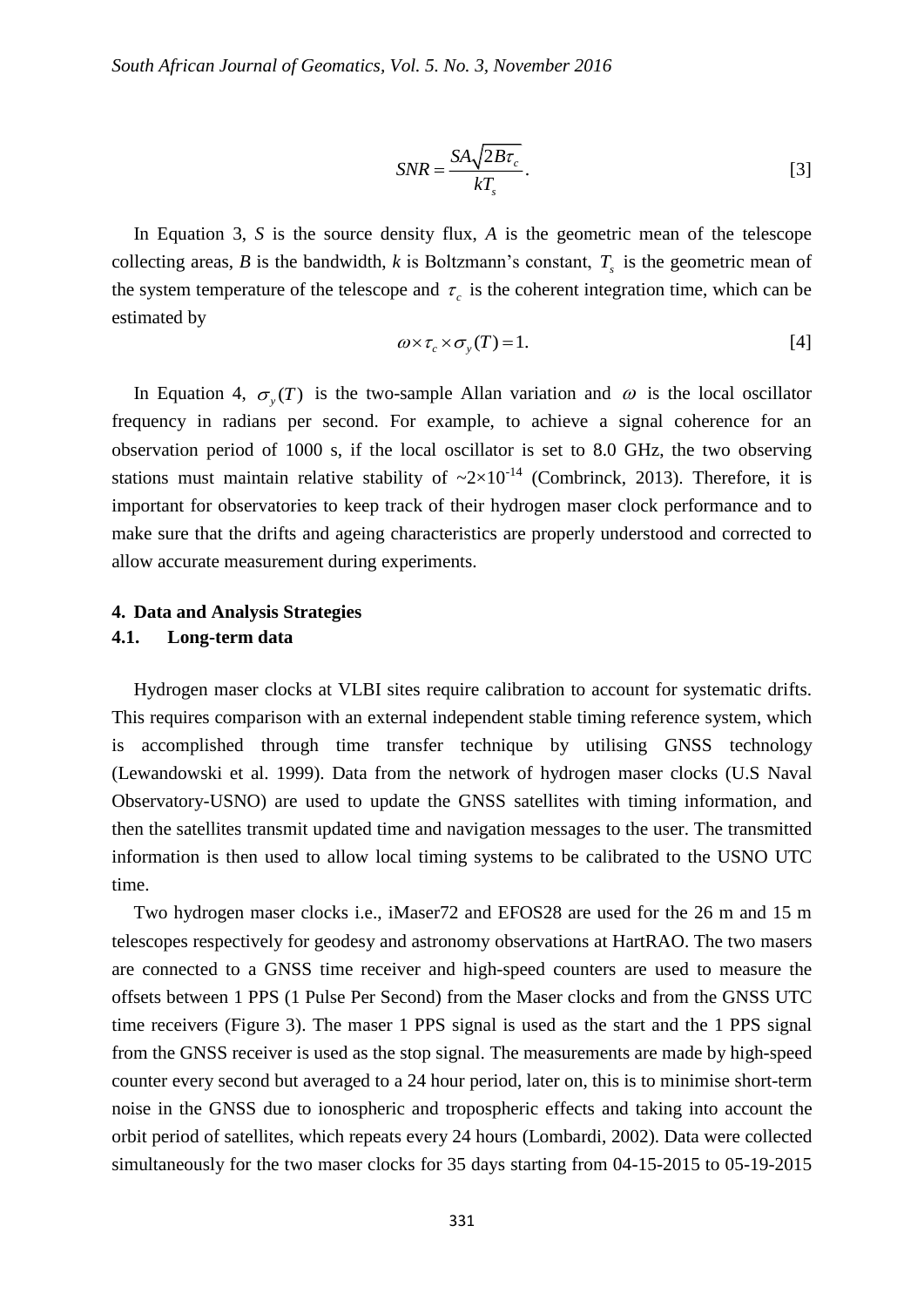$$SNR = \frac{SA\sqrt{2B\tau_c}}{kT_s}. \quad [3]$$

In Equation 3, *S* is the source density flux, *A* is the geometric mean of the telescope collecting areas, *B* is the bandwidth, *k* is Boltzmann's constant, $T_s$ is the geometric mean of the system temperature of the telescope and $\tau_c$ is the coherent integration time, which can be estimated by

$$\omega \times \tau_c \times \sigma_y(T) = 1. \quad [4]$$

In Equation 4, $\sigma_y(T)$ is the two-sample Allan variation and $\omega$ is the local oscillator frequency in radians per second. For example, to achieve a signal coherence for an observation period of 1000 s, if the local oscillator is set to 8.0 GHz, the two observing stations must maintain relative stability of ~$2\times10^{-14}$ (Combrinck, 2013). Therefore, it is important for observatories to keep track of their hydrogen maser clock performance and to make sure that the drifts and ageing characteristics are properly understood and corrected to allow accurate measurement during experiments.

## 4. Data and Analysis Strategies

### 4.1. Long-term data

Hydrogen maser clocks at VLBI sites require calibration to account for systematic drifts. This requires comparison with an external independent stable timing reference system, which is accomplished through time transfer technique by utilising GNSS technology (Lewandowski et al. 1999). Data from the network of hydrogen maser clocks (U.S Naval Observatory-USNO) are used to update the GNSS satellites with timing information, and then the satellites transmit updated time and navigation messages to the user. The transmitted information is then used to allow local timing systems to be calibrated to the USNO UTC time.

Two hydrogen maser clocks i.e., iMaser72 and EFOS28 are used for the 26 m and 15 m telescopes respectively for geodesy and astronomy observations at HartRAO. The two masers are connected to a GNSS time receiver and high-speed counters are used to measure the offsets between 1 PPS (1 Pulse Per Second) from the Maser clocks and from the GNSS UTC time receivers (Figure 3). The maser 1 PPS signal is used as the start and the 1 PPS signal from the GNSS receiver is used as the stop signal. The measurements are made by high-speed counter every second but averaged to a 24 hour period, later on, this is to minimise short-term noise in the GNSS due to ionospheric and tropospheric effects and taking into account the orbit period of satellites, which repeats every 24 hours (Lombardi, 2002). Data were collected simultaneously for the two maser clocks for 35 days starting from 04-15-2015 to 05-19-2015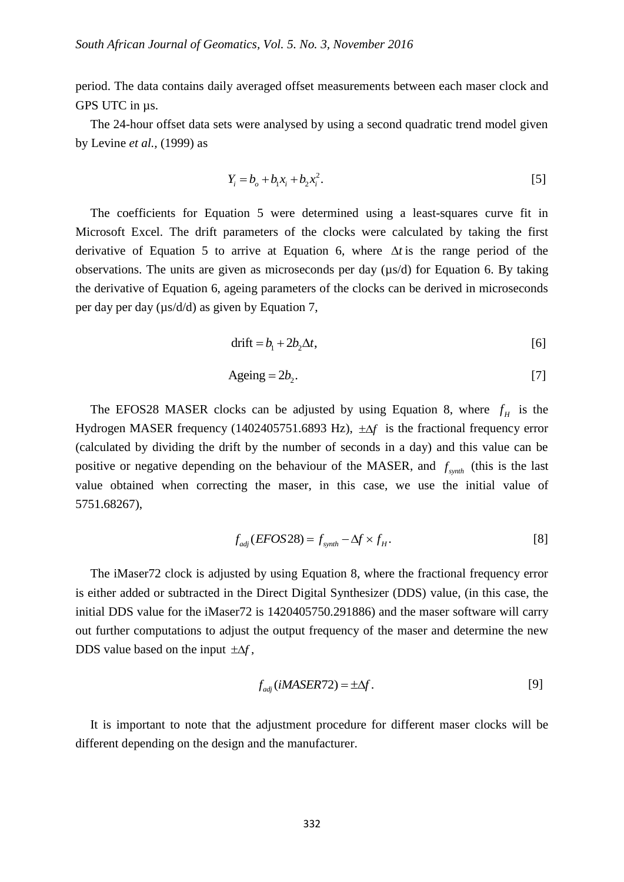period. The data contains daily averaged offset measurements between each maser clock and GPS UTC in µs.

The 24-hour offset data sets were analysed by using a second quadratic trend model given by Levine *et al.,* (1999) as

$$Y_i = b_o + b_1 x_i + b_2 x_i^2. \quad [5]$$

The coefficients for Equation 5 were determined using a least-squares curve fit in Microsoft Excel. The drift parameters of the clocks were calculated by taking the first derivative of Equation 5 to arrive at Equation 6, where $\Delta t$ is the range period of the observations. The units are given as microseconds per day (µs/d) for Equation 6. By taking the derivative of Equation 6, ageing parameters of the clocks can be derived in microseconds per day per day (µs/d/d) as given by Equation 7,

$$\text{drift} = b_1 + 2b_2 \Delta t, \quad [6]$$

$$\text{Ageing} = 2b_2. \quad [7]$$

The EFOS28 MASER clocks can be adjusted by using Equation 8, where $f_H$ is the Hydrogen MASER frequency (1402405751.6893 Hz), $\pm\Delta f$ is the fractional frequency error (calculated by dividing the drift by the number of seconds in a day) and this value can be positive or negative depending on the behaviour of the MASER, and $f_{synth}$ (this is the last value obtained when correcting the maser, in this case, we use the initial value of 5751.68267),

$$f_{adj}(EFOS28) = f_{synth} - \Delta f \times f_H. \quad [8]$$

The iMaser72 clock is adjusted by using Equation 8, where the fractional frequency error is either added or subtracted in the Direct Digital Synthesizer (DDS) value, (in this case, the initial DDS value for the iMaser72 is 1420405750.291886) and the maser software will carry out further computations to adjust the output frequency of the maser and determine the new DDS value based on the input $\pm\Delta f$,

$$f_{adj}(iMASER72) = \pm\Delta f. \quad [9]$$

It is important to note that the adjustment procedure for different maser clocks will be different depending on the design and the manufacturer.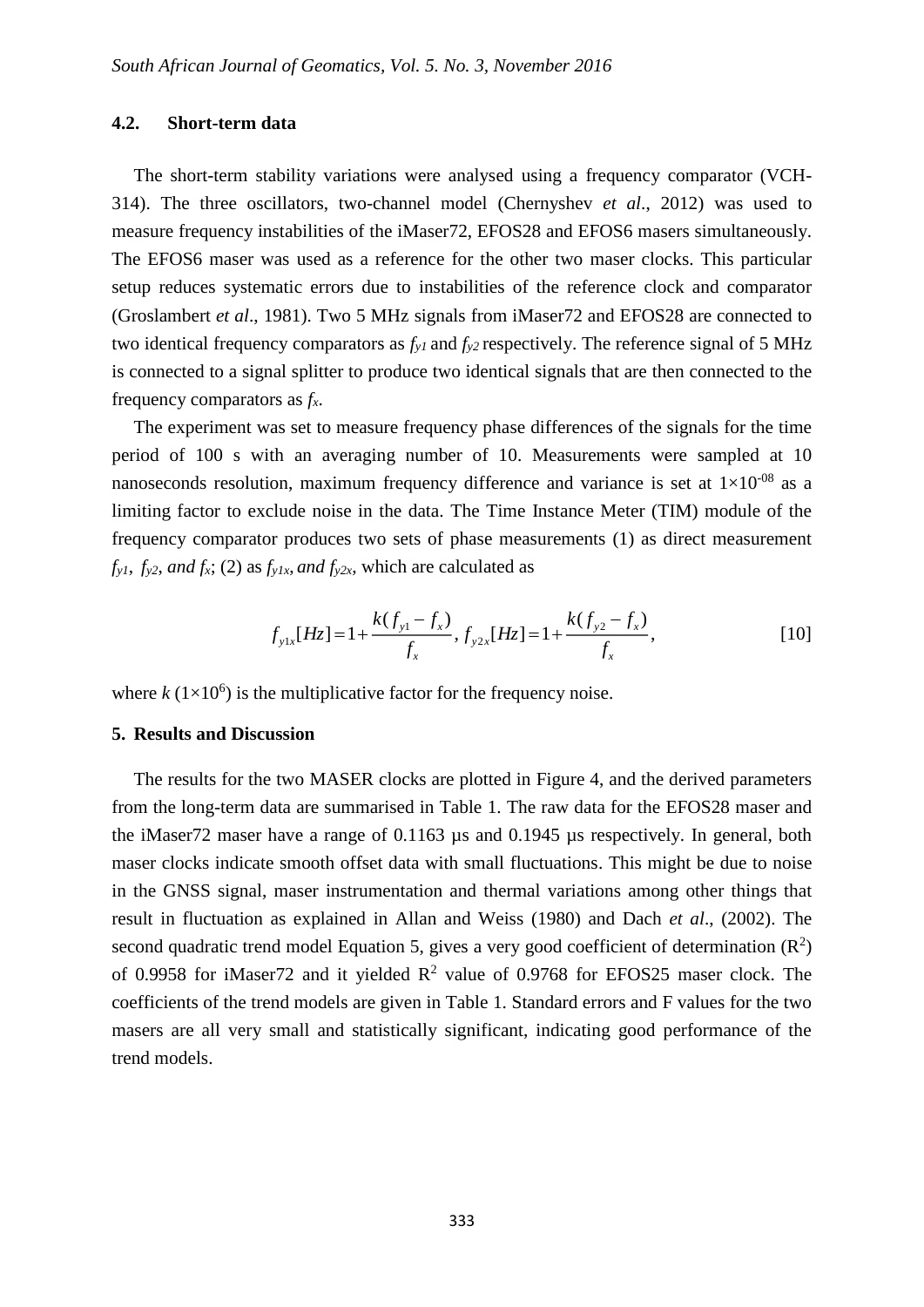### 4.2. Short-term data

The short-term stability variations were analysed using a frequency comparator (VCH-314). The three oscillators, two-channel model (Chernyshev *et al*., 2012) was used to measure frequency instabilities of the iMaser72, EFOS28 and EFOS6 masers simultaneously. The EFOS6 maser was used as a reference for the other two maser clocks. This particular setup reduces systematic errors due to instabilities of the reference clock and comparator (Groslambert *et al*., 1981). Two 5 MHz signals from iMaser72 and EFOS28 are connected to two identical frequency comparators as $f_{y1}$ and $f_{y2}$ respectively. The reference signal of 5 MHz is connected to a signal splitter to produce two identical signals that are then connected to the frequency comparators as $f_x$.

The experiment was set to measure frequency phase differences of the signals for the time period of 100 s with an averaging number of 10. Measurements were sampled at 10 nanoseconds resolution, maximum frequency difference and variance is set at $1\times10^{-08}$ as a limiting factor to exclude noise in the data. The Time Instance Meter (TIM) module of the frequency comparator produces two sets of phase measurements (1) as direct measurement $f_{y1}$, $f_{y2}$, *and* $f_x$; (2) as $f_{y1x}$, *and* $f_{y2x}$, which are calculated as

$$f_{y1x}[Hz]=1+\frac{k(f_{y1}-f_x)}{f_x},\ f_{y2x}[Hz]=1+\frac{k(f_{y2}-f_x)}{f_x}, \qquad [10]$$

where $k$ ($1\times10^{6}$) is the multiplicative factor for the frequency noise.

## 5. Results and Discussion

The results for the two MASER clocks are plotted in Figure 4, and the derived parameters from the long-term data are summarised in Table 1. The raw data for the EFOS28 maser and the iMaser72 maser have a range of 0.1163 µs and 0.1945 µs respectively. In general, both maser clocks indicate smooth offset data with small fluctuations. This might be due to noise in the GNSS signal, maser instrumentation and thermal variations among other things that result in fluctuation as explained in Allan and Weiss (1980) and Dach *et al*., (2002). The second quadratic trend model Equation 5, gives a very good coefficient of determination ($R^2$) of 0.9958 for iMaser72 and it yielded $R^2$ value of 0.9768 for EFOS25 maser clock. The coefficients of the trend models are given in Table 1. Standard errors and F values for the two masers are all very small and statistically significant, indicating good performance of the trend models.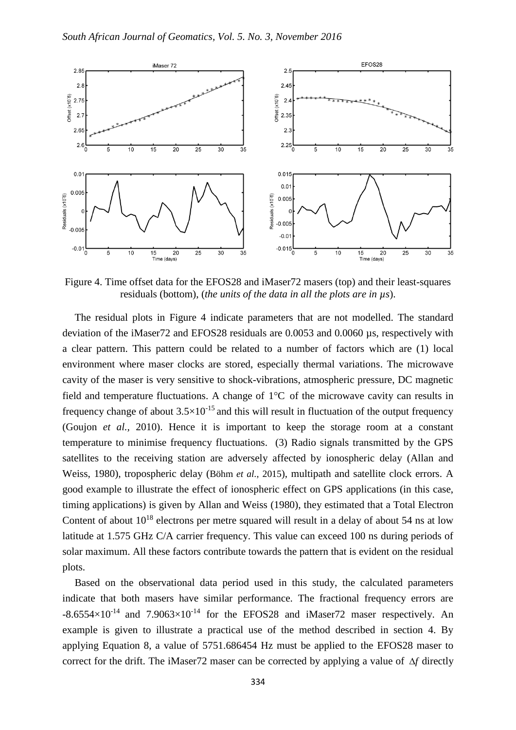Figure 4. Time offset data for the EFOS28 and iMaser72 masers (top) and their least-squares residuals (bottom), (*the units of the data in all the plots are in μs*).

The residual plots in Figure 4 indicate parameters that are not modelled. The standard deviation of the iMaser72 and EFOS28 residuals are 0.0053 and 0.0060 µs, respectively with a clear pattern. This pattern could be related to a number of factors which are (1) local environment where maser clocks are stored, especially thermal variations. The microwave cavity of the maser is very sensitive to shock-vibrations, atmospheric pressure, DC magnetic field and temperature fluctuations. A change of 1°C of the microwave cavity can results in frequency change of about $3.5\times10^{-15}$ and this will result in fluctuation of the output frequency (Goujon *et al.*, 2010). Hence it is important to keep the storage room at a constant temperature to minimise frequency fluctuations. (3) Radio signals transmitted by the GPS satellites to the receiving station are adversely affected by ionospheric delay (Allan and Weiss, 1980), tropospheric delay (Böhm *et al.*, 2015), multipath and satellite clock errors. A good example to illustrate the effect of ionospheric effect on GPS applications (in this case, timing applications) is given by Allan and Weiss (1980), they estimated that a Total Electron Content of about $10^{18}$ electrons per metre squared will result in a delay of about 54 ns at low latitude at 1.575 GHz C/A carrier frequency. This value can exceed 100 ns during periods of solar maximum. All these factors contribute towards the pattern that is evident on the residual plots.

Based on the observational data period used in this study, the calculated parameters indicate that both masers have similar performance. The fractional frequency errors are $-8.6554\times10^{-14}$ and $7.9063\times10^{-14}$ for the EFOS28 and iMaser72 maser respectively. An example is given to illustrate a practical use of the method described in section 4. By applying Equation 8, a value of 5751.686454 Hz must be applied to the EFOS28 maser to correct for the drift. The iMaser72 maser can be corrected by applying a value of $\Delta f$ directly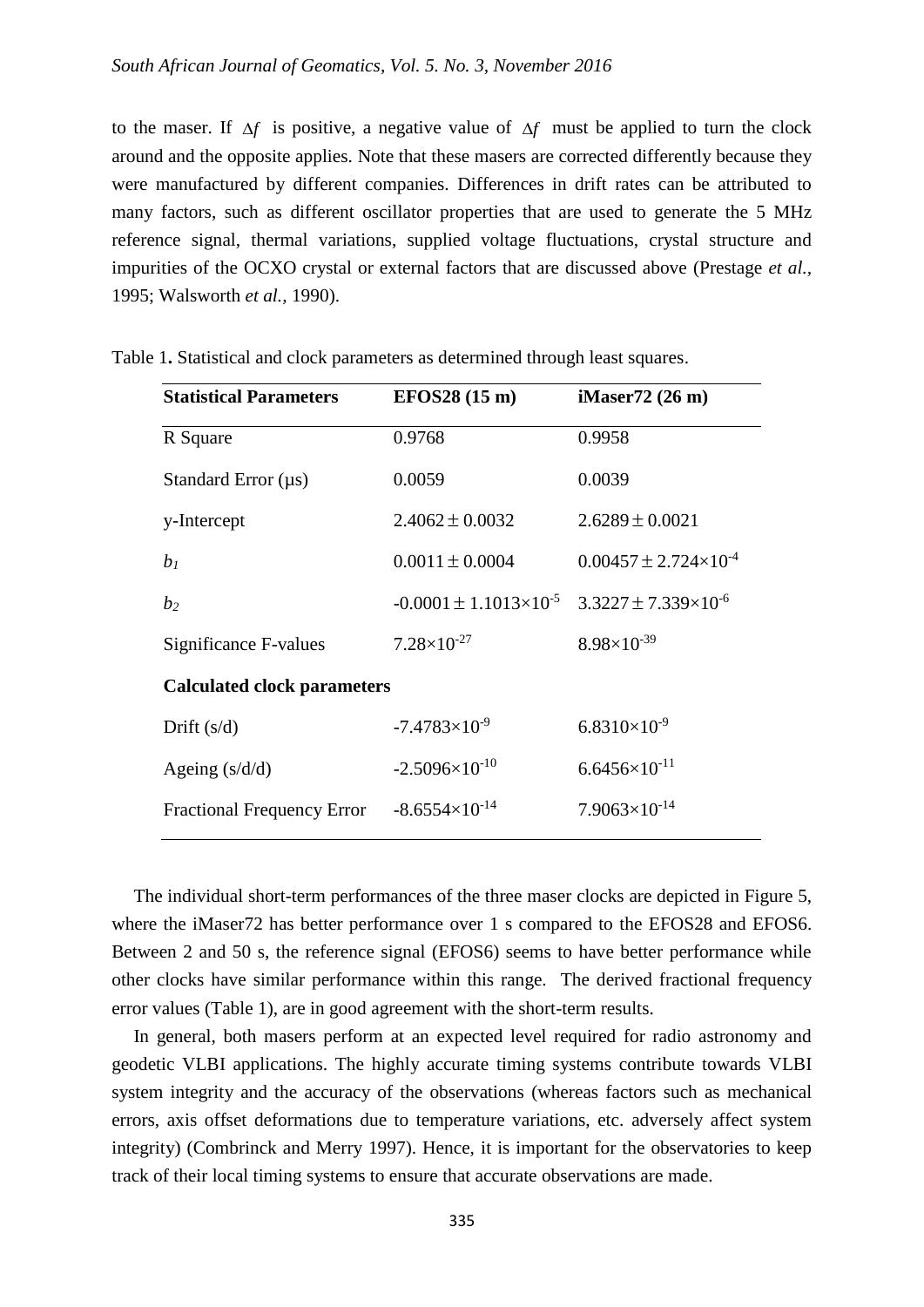to the maser. If $\Delta f$ is positive, a negative value of $\Delta f$ must be applied to turn the clock around and the opposite applies. Note that these masers are corrected differently because they were manufactured by different companies. Differences in drift rates can be attributed to many factors, such as different oscillator properties that are used to generate the 5 MHz reference signal, thermal variations, supplied voltage fluctuations, crystal structure and impurities of the OCXO crystal or external factors that are discussed above (Prestage *et al.*, 1995; Walsworth *et al.,* 1990).

Table 1**.** Statistical and clock parameters as determined through least squares.

| **Statistical Parameters** | **EFOS28 (15 m)** | **iMaser72 (26 m)** |
|---|---|---|
| R Square | 0.9768 | 0.9958 |
| Standard Error (μs) | 0.0059 | 0.0039 |
| y-Intercept | $2.4062 \pm 0.0032$ | $2.6289 \pm 0.0021$ |
| $b_1$ | $0.0011 \pm 0.0004$ | $0.00457 \pm 2.724{\times}10^{-4}$ |
| $b_2$ | $-0.0001 \pm 1.1013{\times}10^{-5}$ | $3.3227 \pm 7.339{\times}10^{-6}$ |
| Significance F-values | $7.28{\times}10^{-27}$ | $8.98{\times}10^{-39}$ |
| **Calculated clock parameters** | | |
| Drift (s/d) | $-7.4783{\times}10^{-9}$ | $6.8310{\times}10^{-9}$ |
| Ageing (s/d/d) | $-2.5096{\times}10^{-10}$ | $6.6456{\times}10^{-11}$ |
| Fractional Frequency Error | $-8.6554{\times}10^{-14}$ | $7.9063{\times}10^{-14}$ |

The individual short-term performances of the three maser clocks are depicted in Figure 5, where the iMaser72 has better performance over 1 s compared to the EFOS28 and EFOS6. Between 2 and 50 s, the reference signal (EFOS6) seems to have better performance while other clocks have similar performance within this range. The derived fractional frequency error values (Table 1), are in good agreement with the short-term results.

In general, both masers perform at an expected level required for radio astronomy and geodetic VLBI applications. The highly accurate timing systems contribute towards VLBI system integrity and the accuracy of the observations (whereas factors such as mechanical errors, axis offset deformations due to temperature variations, etc. adversely affect system integrity) (Combrinck and Merry 1997). Hence, it is important for the observatories to keep track of their local timing systems to ensure that accurate observations are made.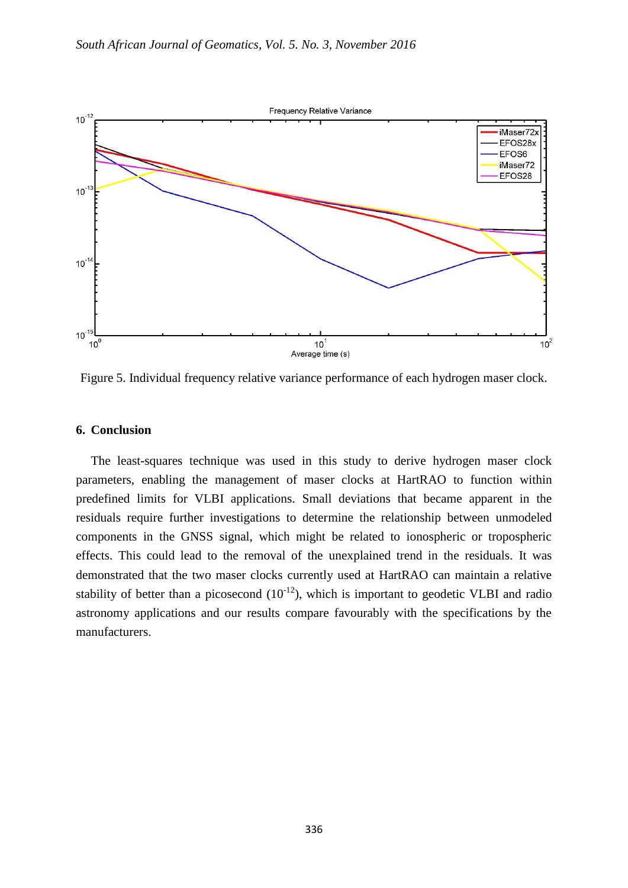Figure 5. Individual frequency relative variance performance of each hydrogen maser clock.

## 6. Conclusion

The least-squares technique was used in this study to derive hydrogen maser clock parameters, enabling the management of maser clocks at HartRAO to function within predefined limits for VLBI applications. Small deviations that became apparent in the residuals require further investigations to determine the relationship between unmodeled components in the GNSS signal, which might be related to ionospheric or tropospheric effects. This could lead to the removal of the unexplained trend in the residuals. It was demonstrated that the two maser clocks currently used at HartRAO can maintain a relative stability of better than a picosecond ($10^{-12}$), which is important to geodetic VLBI and radio astronomy applications and our results compare favourably with the specifications by the manufacturers.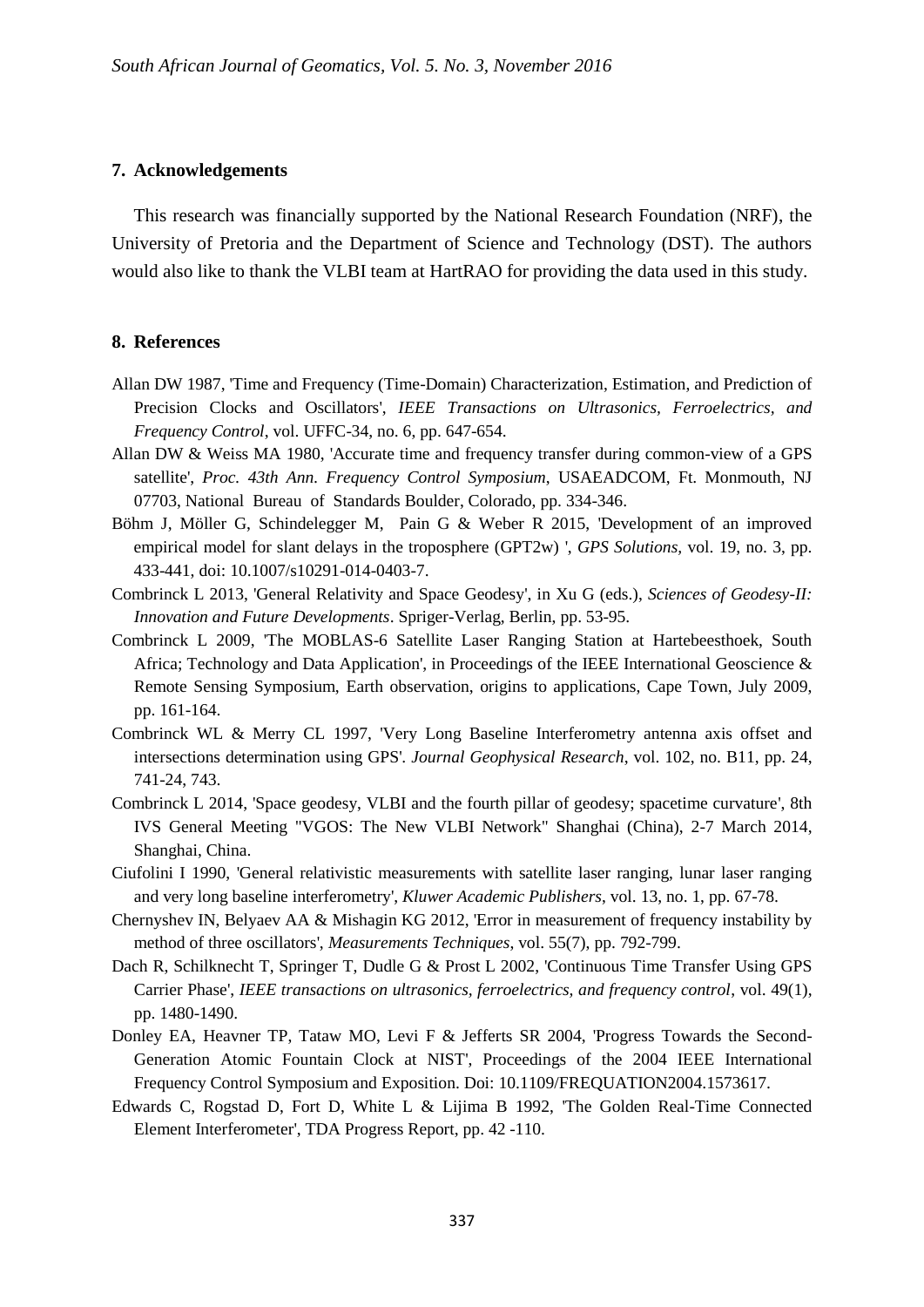## 7. Acknowledgements

This research was financially supported by the National Research Foundation (NRF), the University of Pretoria and the Department of Science and Technology (DST). The authors would also like to thank the VLBI team at HartRAO for providing the data used in this study.

## 8. References

Allan DW 1987, 'Time and Frequency (Time-Domain) Characterization, Estimation, and Prediction of Precision Clocks and Oscillators', *IEEE Transactions on Ultrasonics, Ferroelectrics, and Frequency Control*, vol. UFFC-34, no. 6, pp. 647-654.

Allan DW & Weiss MA 1980, 'Accurate time and frequency transfer during common-view of a GPS satellite', *Proc. 43th Ann. Frequency Control Symposium*, USAEADCOM, Ft. Monmouth, NJ 07703, National Bureau of Standards Boulder, Colorado, pp. 334-346.

Böhm J, Möller G, Schindelegger M, Pain G & Weber R 2015, 'Development of an improved empirical model for slant delays in the troposphere (GPT2w) ', *GPS Solutions*, vol. 19, no. 3, pp. 433-441, doi: 10.1007/s10291-014-0403-7.

Combrinck L 2013, 'General Relativity and Space Geodesy', in Xu G (eds.), *Sciences of Geodesy-II: Innovation and Future Developments*. Spriger-Verlag, Berlin, pp. 53-95.

Combrinck L 2009, 'The MOBLAS-6 Satellite Laser Ranging Station at Hartebeesthoek, South Africa; Technology and Data Application', in Proceedings of the IEEE International Geoscience & Remote Sensing Symposium, Earth observation, origins to applications, Cape Town, July 2009, pp. 161-164.

Combrinck WL & Merry CL 1997, 'Very Long Baseline Interferometry antenna axis offset and intersections determination using GPS'. *Journal Geophysical Research*, vol. 102, no. B11, pp. 24, 741-24, 743.

Combrinck L 2014, 'Space geodesy, VLBI and the fourth pillar of geodesy; spacetime curvature', 8th IVS General Meeting "VGOS: The New VLBI Network" Shanghai (China), 2-7 March 2014, Shanghai, China.

Ciufolini I 1990, 'General relativistic measurements with satellite laser ranging, lunar laser ranging and very long baseline interferometry', *Kluwer Academic Publishers*, vol. 13, no. 1, pp. 67-78.

Chernyshev IN, Belyaev AA & Mishagin KG 2012, 'Error in measurement of frequency instability by method of three oscillators', *Measurements Techniques*, vol. 55(7), pp. 792-799.

Dach R, Schilknecht T, Springer T, Dudle G & Prost L 2002, 'Continuous Time Transfer Using GPS Carrier Phase', *IEEE transactions on ultrasonics, ferroelectrics, and frequency control*, vol. 49(1), pp. 1480-1490.

Donley EA, Heavner TP, Tataw MO, Levi F & Jefferts SR 2004, 'Progress Towards the Second-Generation Atomic Fountain Clock at NIST', Proceedings of the 2004 IEEE International Frequency Control Symposium and Exposition. Doi: 10.1109/FREQUATION2004.1573617.

Edwards C, Rogstad D, Fort D, White L & Lijima B 1992, 'The Golden Real-Time Connected Element Interferometer', TDA Progress Report, pp. 42 -110.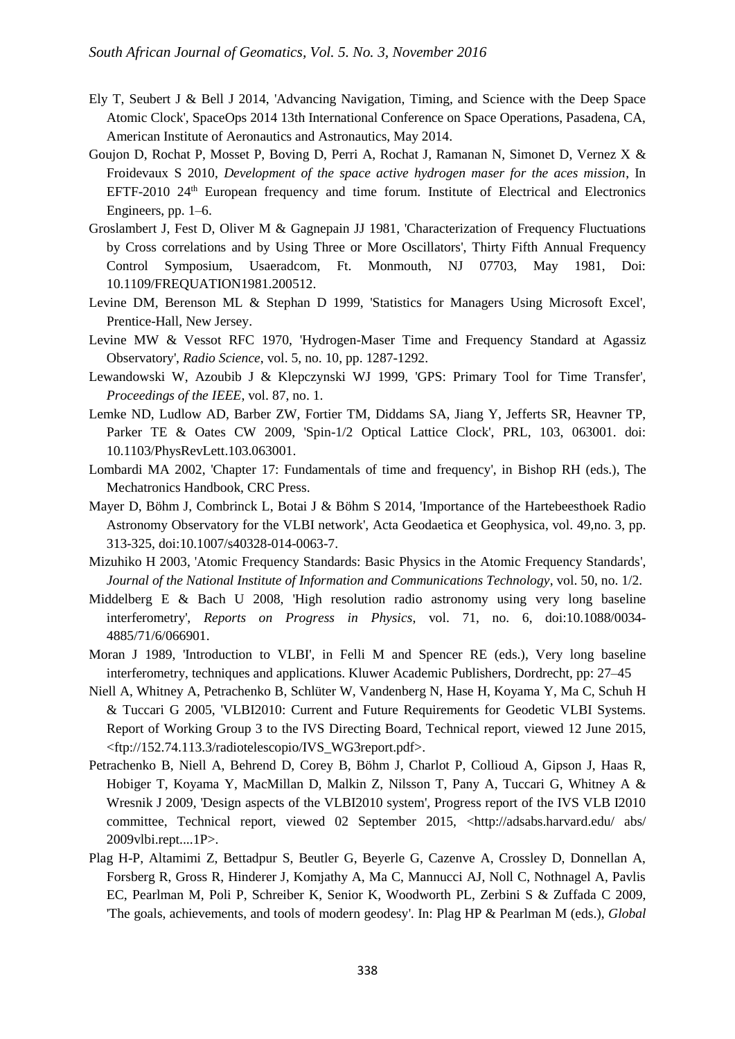Ely T, Seubert J & Bell J 2014, 'Advancing Navigation, Timing, and Science with the Deep Space Atomic Clock', SpaceOps 2014 13th International Conference on Space Operations, Pasadena, CA, American Institute of Aeronautics and Astronautics, May 2014.

Goujon D, Rochat P, Mosset P, Boving D, Perri A, Rochat J, Ramanan N, Simonet D, Vernez X & Froidevaux S 2010, *Development of the space active hydrogen maser for the aces mission*, In EFTF-2010 24th European frequency and time forum. Institute of Electrical and Electronics Engineers, pp. 1–6.

Groslambert J, Fest D, Oliver M & Gagnepain JJ 1981, 'Characterization of Frequency Fluctuations by Cross correlations and by Using Three or More Oscillators', Thirty Fifth Annual Frequency Control Symposium, Usaeradcom, Ft. Monmouth, NJ 07703, May 1981, Doi: 10.1109/FREQUATION1981.200512.

Levine DM, Berenson ML & Stephan D 1999, 'Statistics for Managers Using Microsoft Excel', Prentice-Hall, New Jersey.

Levine MW & Vessot RFC 1970, 'Hydrogen-Maser Time and Frequency Standard at Agassiz Observatory', *Radio Science*, vol. 5, no. 10, pp. 1287-1292.

Lewandowski W, Azoubib J & Klepczynski WJ 1999, 'GPS: Primary Tool for Time Transfer', *Proceedings of the IEEE*, vol. 87, no. 1.

Lemke ND, Ludlow AD, Barber ZW, Fortier TM, Diddams SA, Jiang Y, Jefferts SR, Heavner TP, Parker TE & Oates CW 2009, 'Spin-1/2 Optical Lattice Clock', PRL, 103, 063001. doi: 10.1103/PhysRevLett.103.063001.

Lombardi MA 2002, 'Chapter 17: Fundamentals of time and frequency', in Bishop RH (eds.), The Mechatronics Handbook, CRC Press.

Mayer D, Böhm J, Combrinck L, Botai J & Böhm S 2014, 'Importance of the Hartebeesthoek Radio Astronomy Observatory for the VLBI network', Acta Geodaetica et Geophysica, vol. 49,no. 3, pp. 313-325, doi:10.1007/s40328-014-0063-7.

Mizuhiko H 2003, 'Atomic Frequency Standards: Basic Physics in the Atomic Frequency Standards', *Journal of the National Institute of Information and Communications Technology*, vol. 50, no. 1/2.

Middelberg E & Bach U 2008, 'High resolution radio astronomy using very long baseline interferometry', *Reports on Progress in Physics*, vol. 71, no. 6, doi:10.1088/0034-4885/71/6/066901.

Moran J 1989, 'Introduction to VLBI', in Felli M and Spencer RE (eds.), Very long baseline interferometry, techniques and applications. Kluwer Academic Publishers, Dordrecht, pp: 27–45

Niell A, Whitney A, Petrachenko B, Schlüter W, Vandenberg N, Hase H, Koyama Y, Ma C, Schuh H & Tuccari G 2005, 'VLBI2010: Current and Future Requirements for Geodetic VLBI Systems. Report of Working Group 3 to the IVS Directing Board, Technical report, viewed 12 June 2015, <ftp://152.74.113.3/radiotelescopio/IVS_WG3report.pdf>.

Petrachenko B, Niell A, Behrend D, Corey B, Böhm J, Charlot P, Collioud A, Gipson J, Haas R, Hobiger T, Koyama Y, MacMillan D, Malkin Z, Nilsson T, Pany A, Tuccari G, Whitney A & Wresnik J 2009, 'Design aspects of the VLBI2010 system', Progress report of the IVS VLB I2010 committee, Technical report, viewed 02 September 2015, <http://adsabs.harvard.edu/ abs/ 2009vlbi.rept....1P>.

Plag H-P, Altamimi Z, Bettadpur S, Beutler G, Beyerle G, Cazenve A, Crossley D, Donnellan A, Forsberg R, Gross R, Hinderer J, Komjathy A, Ma C, Mannucci AJ, Noll C, Nothnagel A, Pavlis EC, Pearlman M, Poli P, Schreiber K, Senior K, Woodworth PL, Zerbini S & Zuffada C 2009, 'The goals, achievements, and tools of modern geodesy'. In: Plag HP & Pearlman M (eds.), *Global*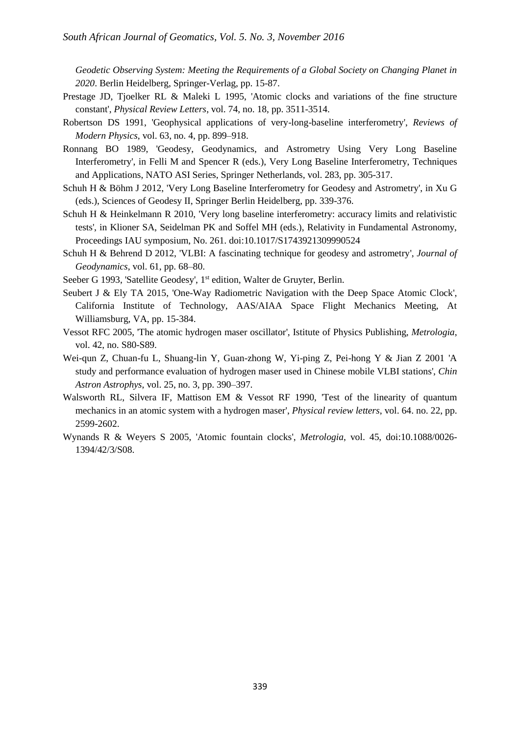*Geodetic Observing System: Meeting the Requirements of a Global Society on Changing Planet in 2020*. Berlin Heidelberg, Springer-Verlag, pp. 15-87.

Prestage JD, Tjoelker RL & Maleki L 1995, 'Atomic clocks and variations of the fine structure constant', *Physical Review Letters*, vol. 74, no. 18, pp. 3511-3514.

Robertson DS 1991, 'Geophysical applications of very-long-baseline interferometry', *Reviews of Modern Physics*, vol. 63, no. 4, pp. 899–918.

Ronnang BO 1989, 'Geodesy, Geodynamics, and Astrometry Using Very Long Baseline Interferometry', in Felli M and Spencer R (eds.), Very Long Baseline Interferometry, Techniques and Applications, NATO ASI Series, Springer Netherlands, vol. 283, pp. 305-317.

Schuh H & Böhm J 2012, 'Very Long Baseline Interferometry for Geodesy and Astrometry', in Xu G (eds.), Sciences of Geodesy II, Springer Berlin Heidelberg, pp. 339-376.

Schuh H & Heinkelmann R 2010, 'Very long baseline interferometry: accuracy limits and relativistic tests', in Klioner SA, Seidelman PK and Soffel MH (eds.), Relativity in Fundamental Astronomy, Proceedings IAU symposium, No. 261. doi:10.1017/S1743921309990524

Schuh H & Behrend D 2012, 'VLBI: A fascinating technique for geodesy and astrometry', *Journal of Geodynamics*, vol. 61, pp. 68–80.

Seeber G 1993, 'Satellite Geodesy', 1st edition, Walter de Gruyter, Berlin.

Seubert J & Ely TA 2015, 'One-Way Radiometric Navigation with the Deep Space Atomic Clock', California Institute of Technology, AAS/AIAA Space Flight Mechanics Meeting, At Williamsburg, VA, pp. 15-384.

Vessot RFC 2005, 'The atomic hydrogen maser oscillator', Istitute of Physics Publishing, *Metrologia*, vol. 42, no. S80-S89.

Wei-qun Z, Chuan-fu L, Shuang-lin Y, Guan-zhong W, Yi-ping Z, Pei-hong Y & Jian Z 2001 'A study and performance evaluation of hydrogen maser used in Chinese mobile VLBI stations', *Chin Astron Astrophys*, vol. 25, no. 3, pp. 390–397.

Walsworth RL, Silvera IF, Mattison EM & Vessot RF 1990, 'Test of the linearity of quantum mechanics in an atomic system with a hydrogen maser', *Physical review letters*, vol. 64. no. 22, pp. 2599-2602.

Wynands R & Weyers S 2005, 'Atomic fountain clocks', *Metrologia*, vol. 45, doi:10.1088/0026-1394/42/3/S08.